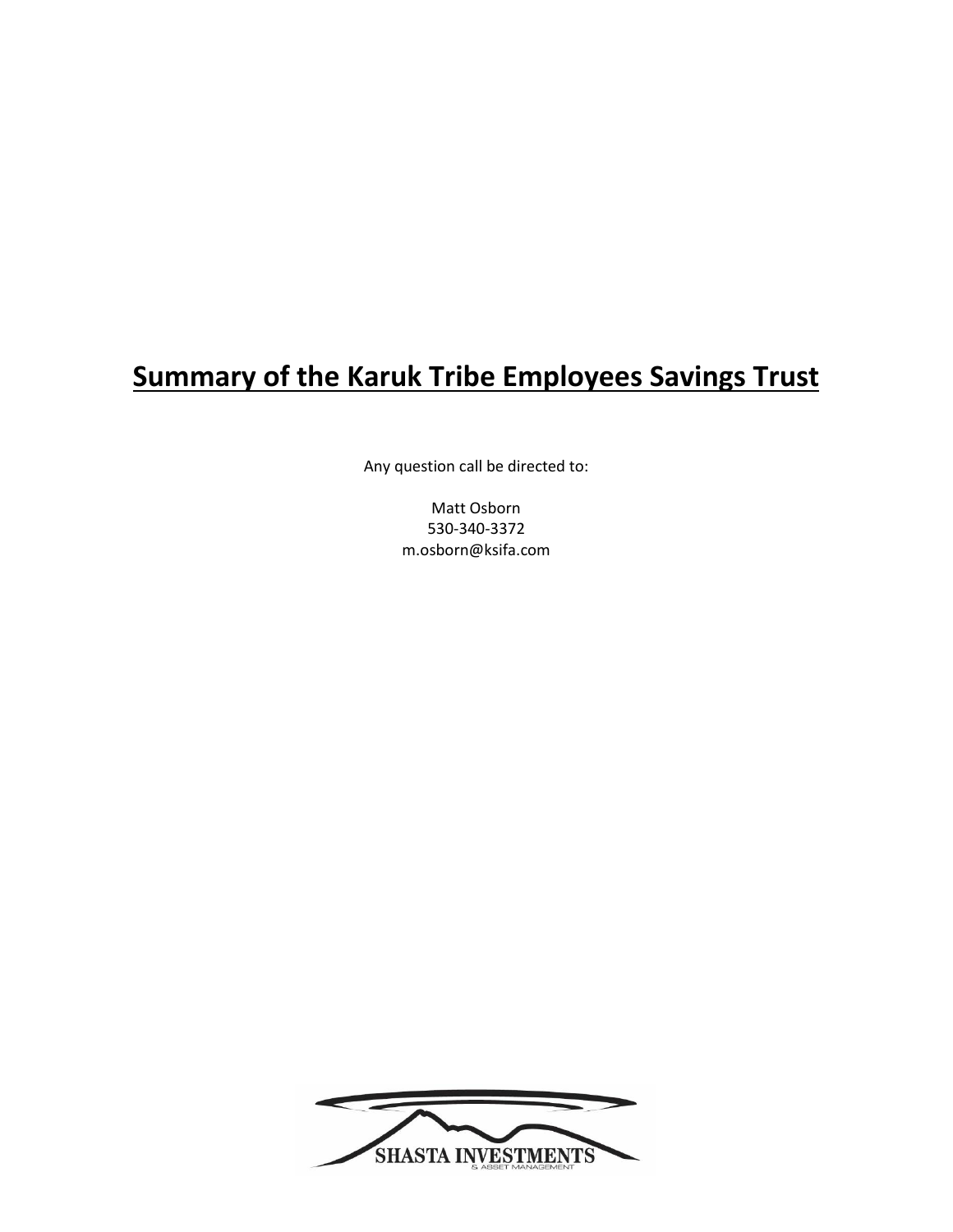# Summary of the Karuk Tribe Employees Savings Trust

Any question call be directed to:

Matt Osborn
530-340-3372
m.osborn@ksifa.com

SHASTA INVESTMENTS
& ASSET MANAGEMENT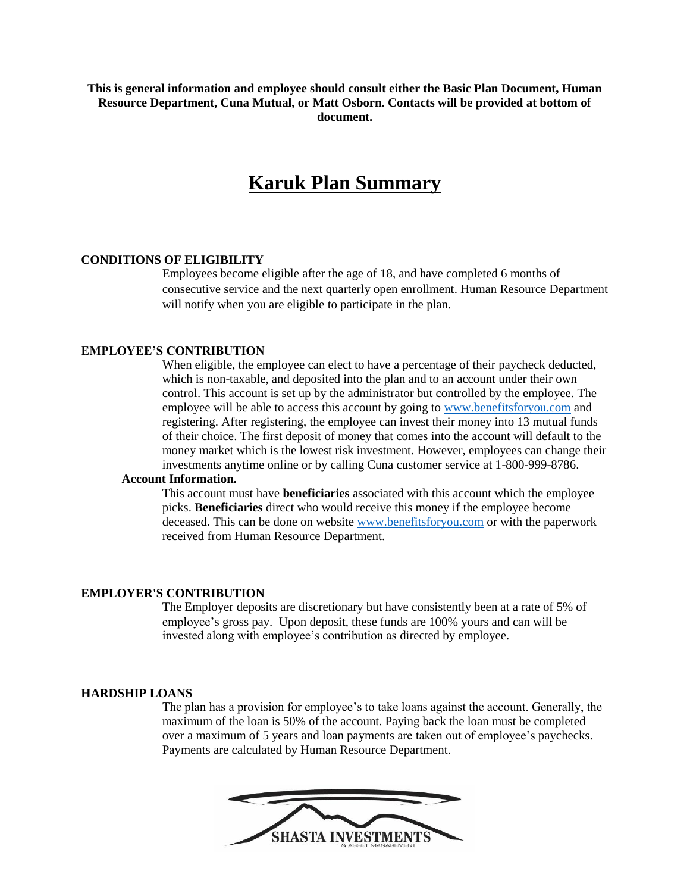**This is general information and employee should consult either the Basic Plan Document, Human Resource Department, Cuna Mutual, or Matt Osborn. Contacts will be provided at bottom of document.**

# Karuk Plan Summary

### CONDITIONS OF ELIGIBILITY

Employees become eligible after the age of 18, and have completed 6 months of consecutive service and the next quarterly open enrollment. Human Resource Department will notify when you are eligible to participate in the plan.

### EMPLOYEE'S CONTRIBUTION

When eligible, the employee can elect to have a percentage of their paycheck deducted, which is non-taxable, and deposited into the plan and to an account under their own control. This account is set up by the administrator but controlled by the employee. The employee will be able to access this account by going to www.benefitsforyou.com and registering. After registering, the employee can invest their money into 13 mutual funds of their choice. The first deposit of money that comes into the account will default to the money market which is the lowest risk investment. However, employees can change their investments anytime online or by calling Cuna customer service at 1-800-999-8786.

**Account Information.**

This account must have **beneficiaries** associated with this account which the employee picks. **Beneficiaries** direct who would receive this money if the employee become deceased. This can be done on website www.benefitsforyou.com or with the paperwork received from Human Resource Department.

### EMPLOYER'S CONTRIBUTION

The Employer deposits are discretionary but have consistently been at a rate of 5% of employee's gross pay. Upon deposit, these funds are 100% yours and can will be invested along with employee's contribution as directed by employee.

### HARDSHIP LOANS

The plan has a provision for employee's to take loans against the account. Generally, the maximum of the loan is 50% of the account. Paying back the loan must be completed over a maximum of 5 years and loan payments are taken out of employee's paychecks. Payments are calculated by Human Resource Department.

SHASTA INVESTMENTS & ASSET MANAGEMENT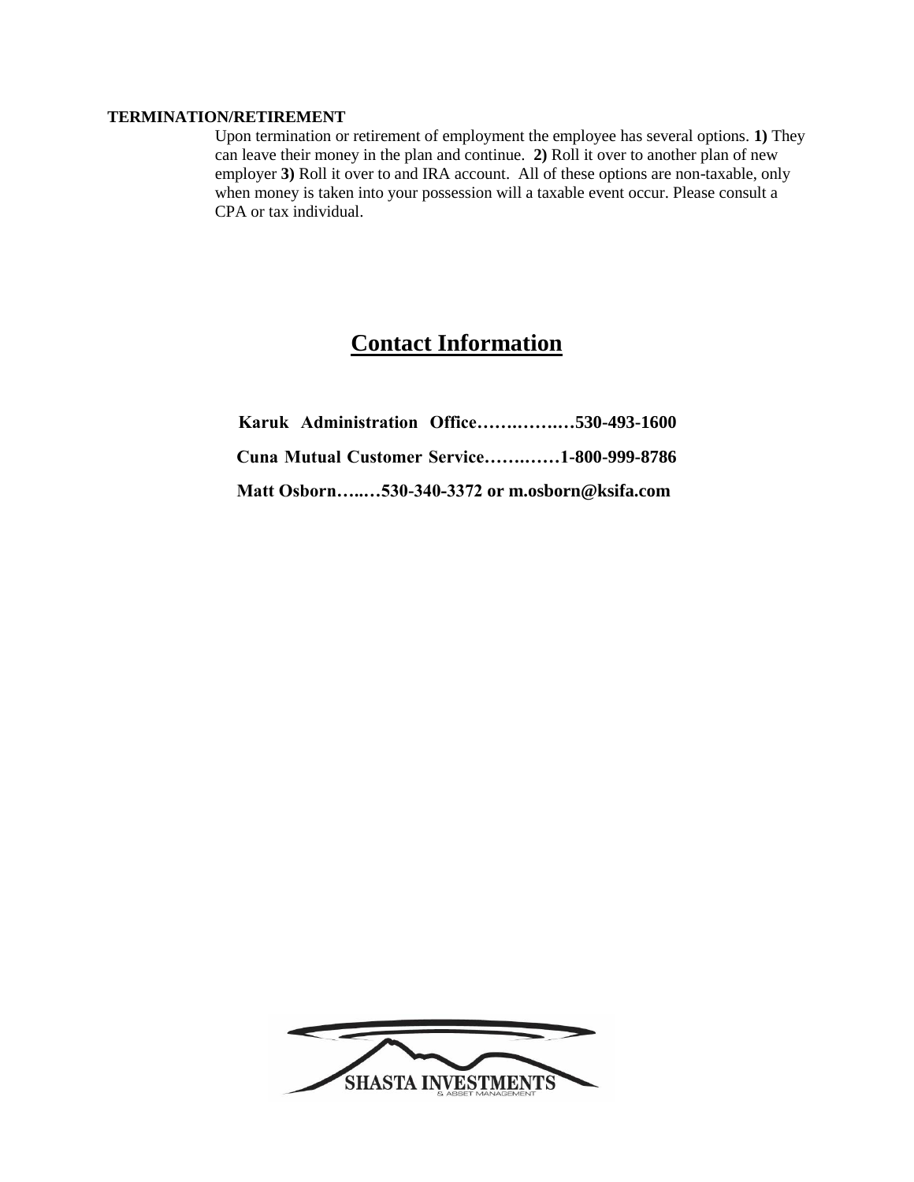**TERMINATION/RETIREMENT**

Upon termination or retirement of employment the employee has several options. **1)** They can leave their money in the plan and continue. **2)** Roll it over to another plan of new employer **3)** Roll it over to and IRA account. All of these options are non-taxable, only when money is taken into your possession will a taxable event occur. Please consult a CPA or tax individual.

# Contact Information

**Karuk Administration Office…….…….…530-493-1600**

**Cuna Mutual Customer Service…….……1-800-999-8786**

**Matt Osborn…..…530-340-3372 or m.osborn@ksifa.com**

SHASTA INVESTMENTS
& ASSET MANAGEMENT